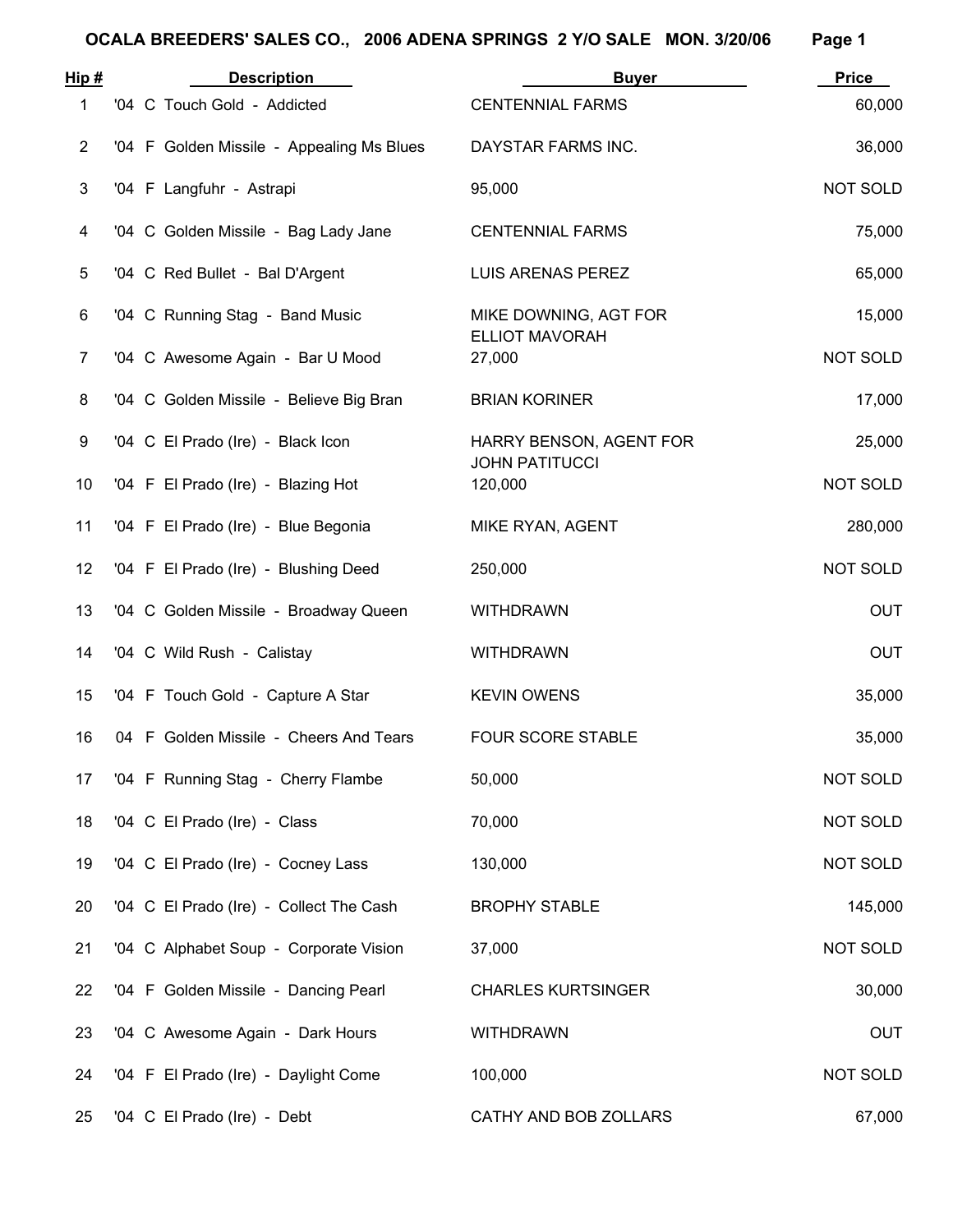# OCALA BREEDERS' SALES CO., 2006 ADENA SPRINGS 2 Y/O SALE MON. 3/20/06

| Hip # | Description | Buyer | Price |
|---|---|---|---|
| 1 | '04 C Touch Gold - Addicted | CENTENNIAL FARMS | 60,000 |
| 2 | '04 F Golden Missile - Appealing Ms Blues | DAYSTAR FARMS INC. | 36,000 |
| 3 | '04 F Langfuhr - Astrapi | 95,000 | NOT SOLD |
| 4 | '04 C Golden Missile - Bag Lady Jane | CENTENNIAL FARMS | 75,000 |
| 5 | '04 C Red Bullet - Bal D'Argent | LUIS ARENAS PEREZ | 65,000 |
| 6 | '04 C Running Stag - Band Music | MIKE DOWNING, AGT FOR ELLIOT MAVORAH | 15,000 |
| 7 | '04 C Awesome Again - Bar U Mood | 27,000 | NOT SOLD |
| 8 | '04 C Golden Missile - Believe Big Bran | BRIAN KORINER | 17,000 |
| 9 | '04 C El Prado (Ire) - Black Icon | HARRY BENSON, AGENT FOR JOHN PATITUCCI | 25,000 |
| 10 | '04 F El Prado (Ire) - Blazing Hot | 120,000 | NOT SOLD |
| 11 | '04 F El Prado (Ire) - Blue Begonia | MIKE RYAN, AGENT | 280,000 |
| 12 | '04 F El Prado (Ire) - Blushing Deed | 250,000 | NOT SOLD |
| 13 | '04 C Golden Missile - Broadway Queen | WITHDRAWN | OUT |
| 14 | '04 C Wild Rush - Calistay | WITHDRAWN | OUT |
| 15 | '04 F Touch Gold - Capture A Star | KEVIN OWENS | 35,000 |
| 16 | 04 F Golden Missile - Cheers And Tears | FOUR SCORE STABLE | 35,000 |
| 17 | '04 F Running Stag - Cherry Flambe | 50,000 | NOT SOLD |
| 18 | '04 C El Prado (Ire) - Class | 70,000 | NOT SOLD |
| 19 | '04 C El Prado (Ire) - Cocney Lass | 130,000 | NOT SOLD |
| 20 | '04 C El Prado (Ire) - Collect The Cash | BROPHY STABLE | 145,000 |
| 21 | '04 C Alphabet Soup - Corporate Vision | 37,000 | NOT SOLD |
| 22 | '04 F Golden Missile - Dancing Pearl | CHARLES KURTSINGER | 30,000 |
| 23 | '04 C Awesome Again - Dark Hours | WITHDRAWN | OUT |
| 24 | '04 F El Prado (Ire) - Daylight Come | 100,000 | NOT SOLD |
| 25 | '04 C El Prado (Ire) - Debt | CATHY AND BOB ZOLLARS | 67,000 |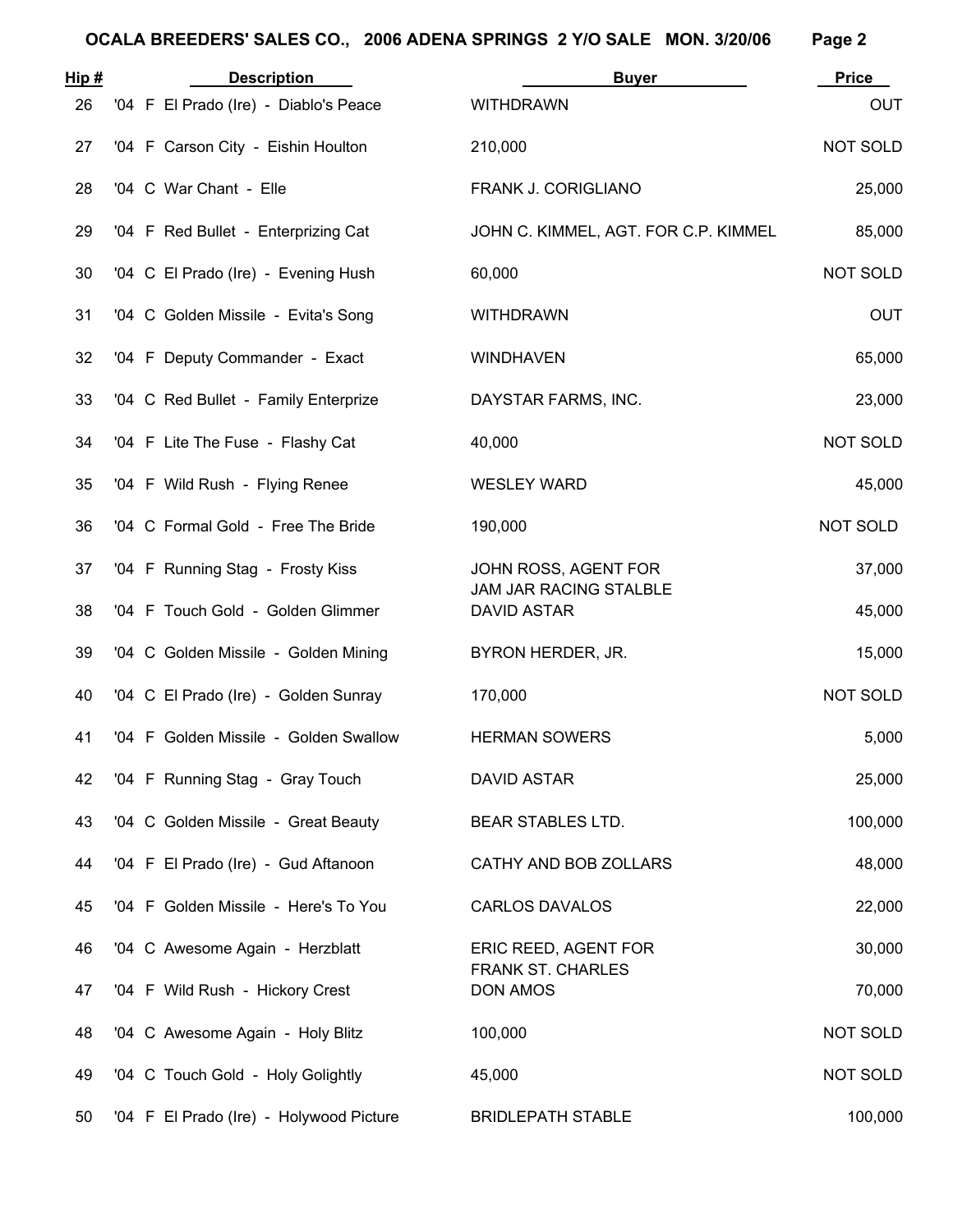| Hip # | Description | Buyer | Price |
|---|---|---|---|
| 26 | '04 F El Prado (Ire) - Diablo's Peace | WITHDRAWN | OUT |
| 27 | '04 F Carson City - Eishin Houlton | 210,000 | NOT SOLD |
| 28 | '04 C War Chant - Elle | FRANK J. CORIGLIANO | 25,000 |
| 29 | '04 F Red Bullet - Enterprizing Cat | JOHN C. KIMMEL, AGT. FOR C.P. KIMMEL | 85,000 |
| 30 | '04 C El Prado (Ire) - Evening Hush | 60,000 | NOT SOLD |
| 31 | '04 C Golden Missile - Evita's Song | WITHDRAWN | OUT |
| 32 | '04 F Deputy Commander - Exact | WINDHAVEN | 65,000 |
| 33 | '04 C Red Bullet - Family Enterprize | DAYSTAR FARMS, INC. | 23,000 |
| 34 | '04 F Lite The Fuse - Flashy Cat | 40,000 | NOT SOLD |
| 35 | '04 F Wild Rush - Flying Renee | WESLEY WARD | 45,000 |
| 36 | '04 C Formal Gold - Free The Bride | 190,000 | NOT SOLD |
| 37 | '04 F Running Stag - Frosty Kiss | JOHN ROSS, AGENT FOR JAM JAR RACING STALBLE | 37,000 |
| 38 | '04 F Touch Gold - Golden Glimmer | DAVID ASTAR | 45,000 |
| 39 | '04 C Golden Missile - Golden Mining | BYRON HERDER, JR. | 15,000 |
| 40 | '04 C El Prado (Ire) - Golden Sunray | 170,000 | NOT SOLD |
| 41 | '04 F Golden Missile - Golden Swallow | HERMAN SOWERS | 5,000 |
| 42 | '04 F Running Stag - Gray Touch | DAVID ASTAR | 25,000 |
| 43 | '04 C Golden Missile - Great Beauty | BEAR STABLES LTD. | 100,000 |
| 44 | '04 F El Prado (Ire) - Gud Aftanoon | CATHY AND BOB ZOLLARS | 48,000 |
| 45 | '04 F Golden Missile - Here's To You | CARLOS DAVALOS | 22,000 |
| 46 | '04 C Awesome Again - Herzblatt | ERIC REED, AGENT FOR FRANK ST. CHARLES | 30,000 |
| 47 | '04 F Wild Rush - Hickory Crest | DON AMOS | 70,000 |
| 48 | '04 C Awesome Again - Holy Blitz | 100,000 | NOT SOLD |
| 49 | '04 C Touch Gold - Holy Golightly | 45,000 | NOT SOLD |
| 50 | '04 F El Prado (Ire) - Holywood Picture | BRIDLEPATH STABLE | 100,000 |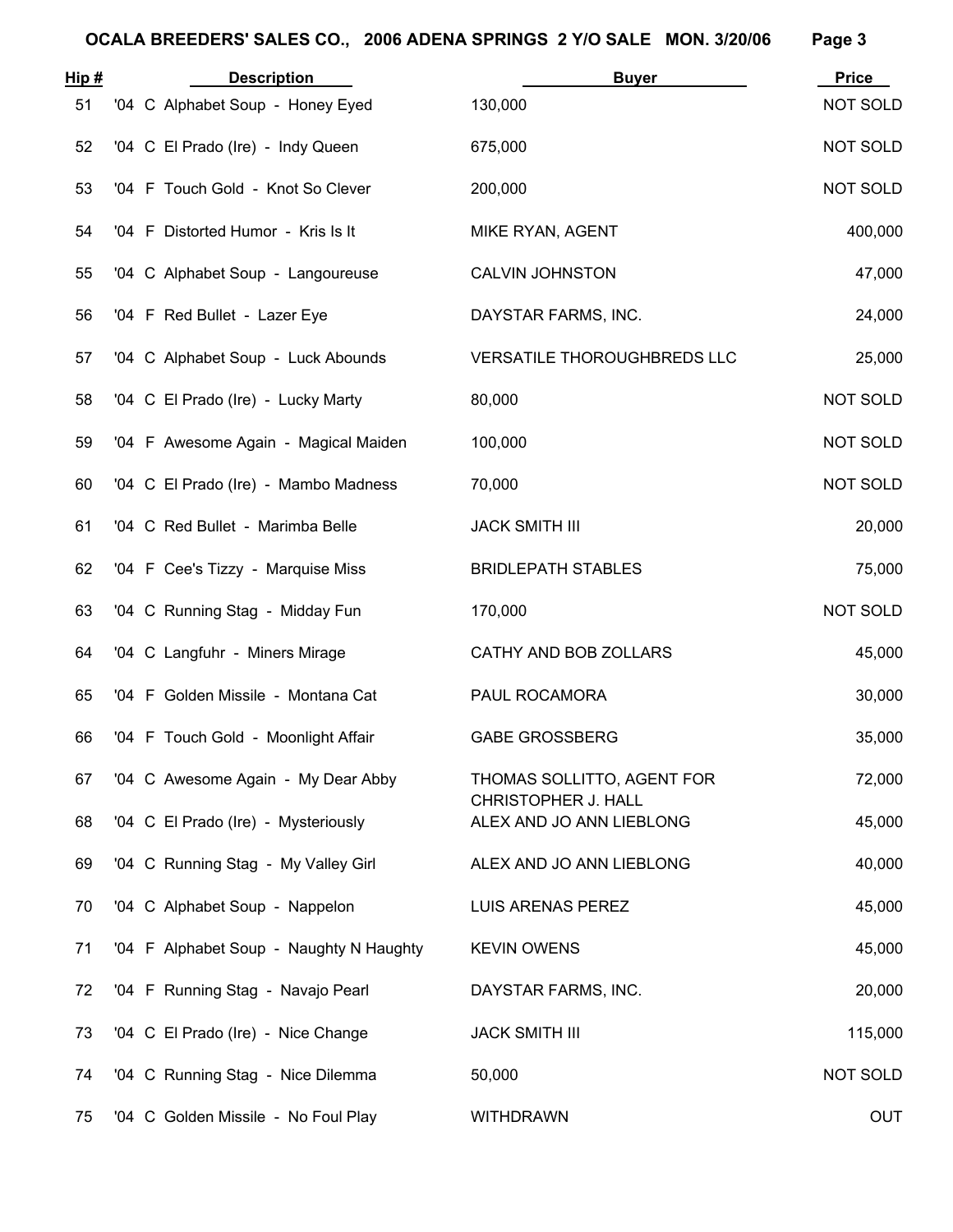# OCALA BREEDERS' SALES CO., 2006 ADENA SPRINGS 2 Y/O SALE MON. 3/20/06

| Hip # | Description | Buyer | Price |
|---|---|---|---|
| 51 | '04 C Alphabet Soup - Honey Eyed | 130,000 | NOT SOLD |
| 52 | '04 C El Prado (Ire) - Indy Queen | 675,000 | NOT SOLD |
| 53 | '04 F Touch Gold - Knot So Clever | 200,000 | NOT SOLD |
| 54 | '04 F Distorted Humor - Kris Is It | MIKE RYAN, AGENT | 400,000 |
| 55 | '04 C Alphabet Soup - Langoureuse | CALVIN JOHNSTON | 47,000 |
| 56 | '04 F Red Bullet - Lazer Eye | DAYSTAR FARMS, INC. | 24,000 |
| 57 | '04 C Alphabet Soup - Luck Abounds | VERSATILE THOROUGHBREDS LLC | 25,000 |
| 58 | '04 C El Prado (Ire) - Lucky Marty | 80,000 | NOT SOLD |
| 59 | '04 F Awesome Again - Magical Maiden | 100,000 | NOT SOLD |
| 60 | '04 C El Prado (Ire) - Mambo Madness | 70,000 | NOT SOLD |
| 61 | '04 C Red Bullet - Marimba Belle | JACK SMITH III | 20,000 |
| 62 | '04 F Cee's Tizzy - Marquise Miss | BRIDLEPATH STABLES | 75,000 |
| 63 | '04 C Running Stag - Midday Fun | 170,000 | NOT SOLD |
| 64 | '04 C Langfuhr - Miners Mirage | CATHY AND BOB ZOLLARS | 45,000 |
| 65 | '04 F Golden Missile - Montana Cat | PAUL ROCAMORA | 30,000 |
| 66 | '04 F Touch Gold - Moonlight Affair | GABE GROSSBERG | 35,000 |
| 67 | '04 C Awesome Again - My Dear Abby | THOMAS SOLLITTO, AGENT FOR CHRISTOPHER J. HALL | 72,000 |
| 68 | '04 C El Prado (Ire) - Mysteriously | ALEX AND JO ANN LIEBLONG | 45,000 |
| 69 | '04 C Running Stag - My Valley Girl | ALEX AND JO ANN LIEBLONG | 40,000 |
| 70 | '04 C Alphabet Soup - Nappelon | LUIS ARENAS PEREZ | 45,000 |
| 71 | '04 F Alphabet Soup - Naughty N Haughty | KEVIN OWENS | 45,000 |
| 72 | '04 F Running Stag - Navajo Pearl | DAYSTAR FARMS, INC. | 20,000 |
| 73 | '04 C El Prado (Ire) - Nice Change | JACK SMITH III | 115,000 |
| 74 | '04 C Running Stag - Nice Dilemma | 50,000 | NOT SOLD |
| 75 | '04 C Golden Missile - No Foul Play | WITHDRAWN | OUT |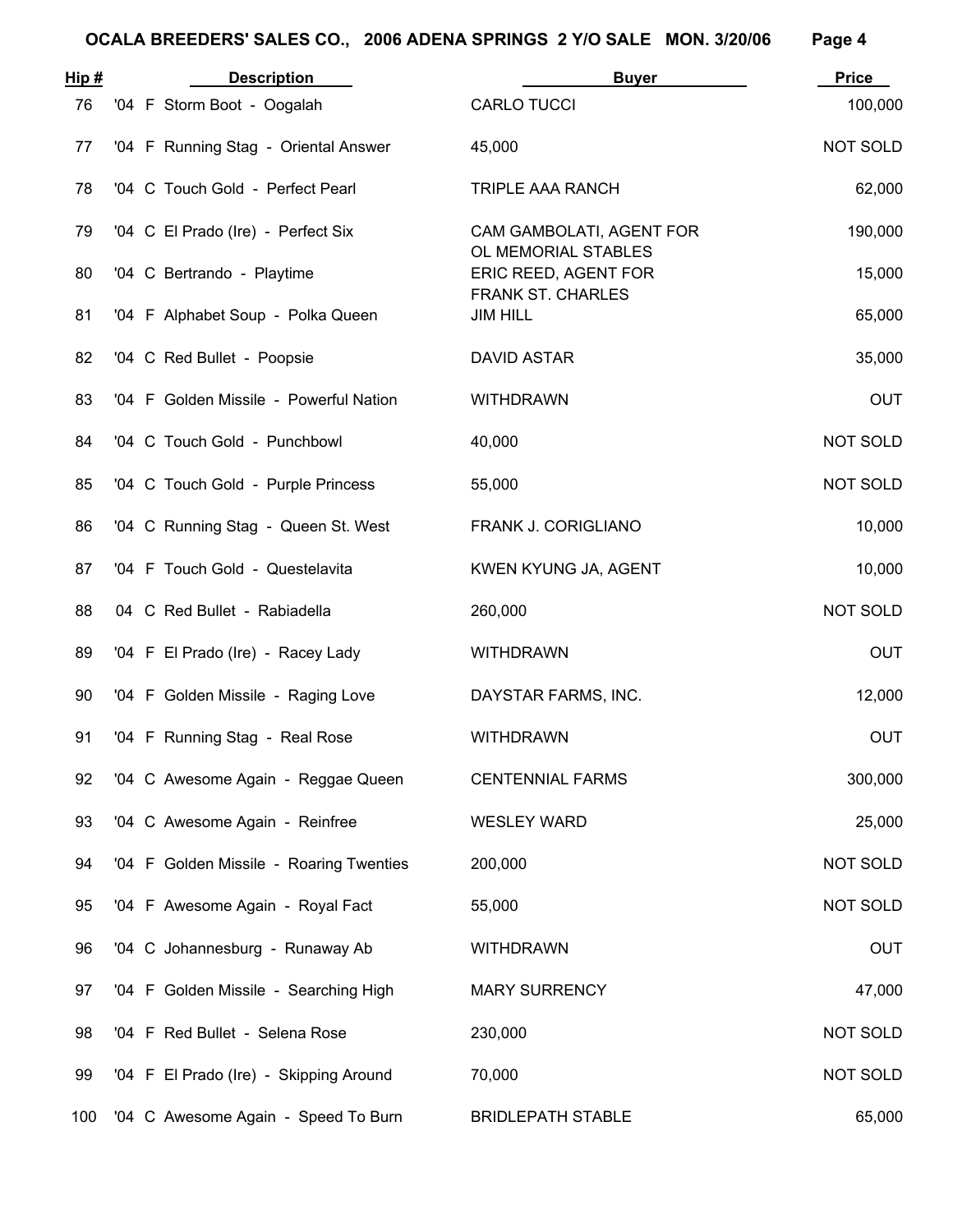**OCALA BREEDERS' SALES CO., 2006 ADENA SPRINGS 2 Y/O SALE MON. 3/20/06**

| Hip # | Description | Buyer | Price |
|---|---|---|---|
| 76 | '04 F Storm Boot - Oogalah | CARLO TUCCI | 100,000 |
| 77 | '04 F Running Stag - Oriental Answer | 45,000 | NOT SOLD |
| 78 | '04 C Touch Gold - Perfect Pearl | TRIPLE AAA RANCH | 62,000 |
| 79 | '04 C El Prado (Ire) - Perfect Six | CAM GAMBOLATI, AGENT FOR OL MEMORIAL STABLES | 190,000 |
| 80 | '04 C Bertrando - Playtime | ERIC REED, AGENT FOR FRANK ST. CHARLES | 15,000 |
| 81 | '04 F Alphabet Soup - Polka Queen | JIM HILL | 65,000 |
| 82 | '04 C Red Bullet - Poopsie | DAVID ASTAR | 35,000 |
| 83 | '04 F Golden Missile - Powerful Nation | WITHDRAWN | OUT |
| 84 | '04 C Touch Gold - Punchbowl | 40,000 | NOT SOLD |
| 85 | '04 C Touch Gold - Purple Princess | 55,000 | NOT SOLD |
| 86 | '04 C Running Stag - Queen St. West | FRANK J. CORIGLIANO | 10,000 |
| 87 | '04 F Touch Gold - Questelavita | KWEN KYUNG JA, AGENT | 10,000 |
| 88 | 04 C Red Bullet - Rabiadella | 260,000 | NOT SOLD |
| 89 | '04 F El Prado (Ire) - Racey Lady | WITHDRAWN | OUT |
| 90 | '04 F Golden Missile - Raging Love | DAYSTAR FARMS, INC. | 12,000 |
| 91 | '04 F Running Stag - Real Rose | WITHDRAWN | OUT |
| 92 | '04 C Awesome Again - Reggae Queen | CENTENNIAL FARMS | 300,000 |
| 93 | '04 C Awesome Again - Reinfree | WESLEY WARD | 25,000 |
| 94 | '04 F Golden Missile - Roaring Twenties | 200,000 | NOT SOLD |
| 95 | '04 F Awesome Again - Royal Fact | 55,000 | NOT SOLD |
| 96 | '04 C Johannesburg - Runaway Ab | WITHDRAWN | OUT |
| 97 | '04 F Golden Missile - Searching High | MARY SURRENCY | 47,000 |
| 98 | '04 F Red Bullet - Selena Rose | 230,000 | NOT SOLD |
| 99 | '04 F El Prado (Ire) - Skipping Around | 70,000 | NOT SOLD |
| 100 | '04 C Awesome Again - Speed To Burn | BRIDLEPATH STABLE | 65,000 |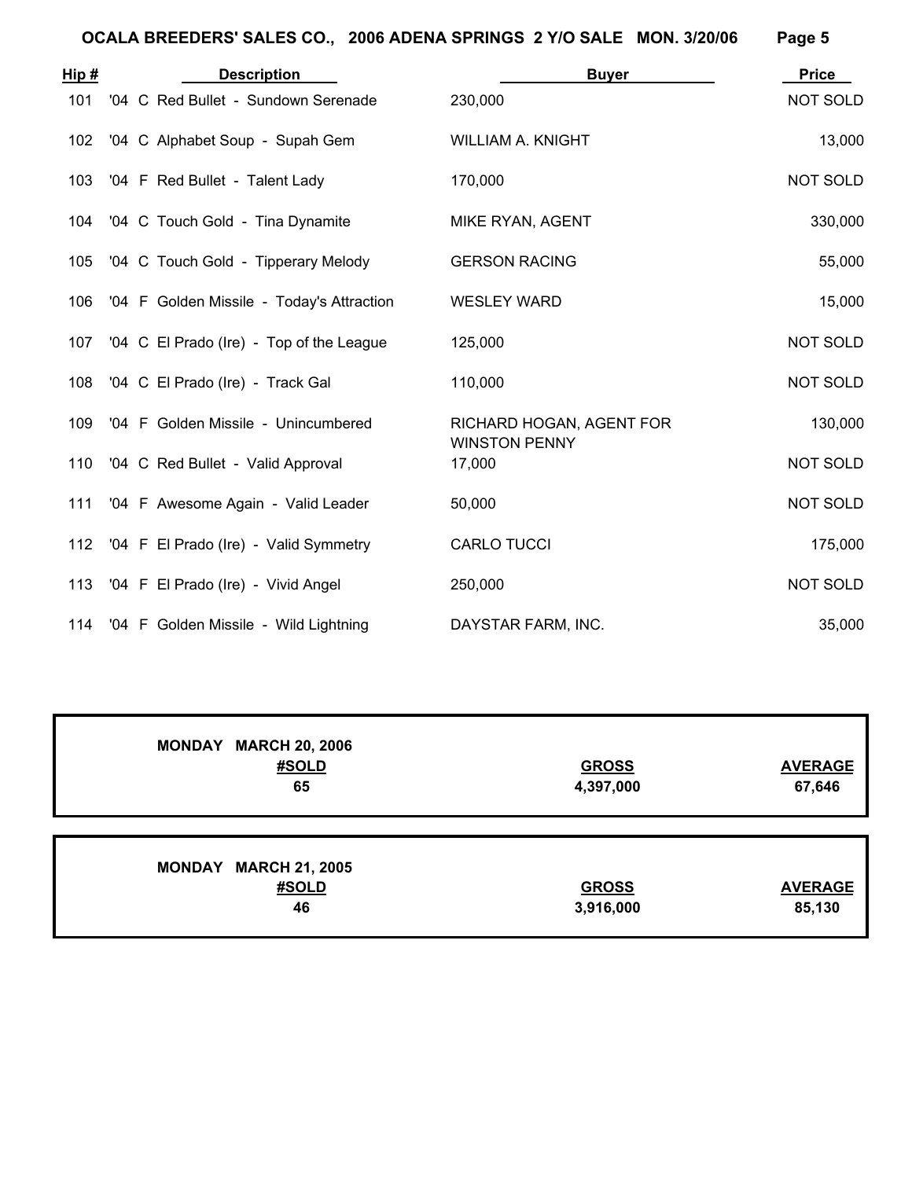# OCALA BREEDERS' SALES CO., 2006 ADENA SPRINGS 2 Y/O SALE MON. 3/20/06

| Hip # | Description | Buyer | Price |
|---|---|---|---|
| 101 | '04 C Red Bullet - Sundown Serenade | 230,000 | NOT SOLD |
| 102 | '04 C Alphabet Soup - Supah Gem | WILLIAM A. KNIGHT | 13,000 |
| 103 | '04 F Red Bullet - Talent Lady | 170,000 | NOT SOLD |
| 104 | '04 C Touch Gold - Tina Dynamite | MIKE RYAN, AGENT | 330,000 |
| 105 | '04 C Touch Gold - Tipperary Melody | GERSON RACING | 55,000 |
| 106 | '04 F Golden Missile - Today's Attraction | WESLEY WARD | 15,000 |
| 107 | '04 C El Prado (Ire) - Top of the League | 125,000 | NOT SOLD |
| 108 | '04 C El Prado (Ire) - Track Gal | 110,000 | NOT SOLD |
| 109 | '04 F Golden Missile - Unincumbered | RICHARD HOGAN, AGENT FOR WINSTON PENNY | 130,000 |
| 110 | '04 C Red Bullet - Valid Approval | 17,000 | NOT SOLD |
| 111 | '04 F Awesome Again - Valid Leader | 50,000 | NOT SOLD |
| 112 | '04 F El Prado (Ire) - Valid Symmetry | CARLO TUCCI | 175,000 |
| 113 | '04 F El Prado (Ire) - Vivid Angel | 250,000 | NOT SOLD |
| 114 | '04 F Golden Missile - Wild Lightning | DAYSTAR FARM, INC. | 35,000 |

**MONDAY MARCH 20, 2006**

| #SOLD | GROSS | AVERAGE |
|---|---|---|
| 65 | 4,397,000 | 67,646 |

**MONDAY MARCH 21, 2005**

| #SOLD | GROSS | AVERAGE |
|---|---|---|
| 46 | 3,916,000 | 85,130 |